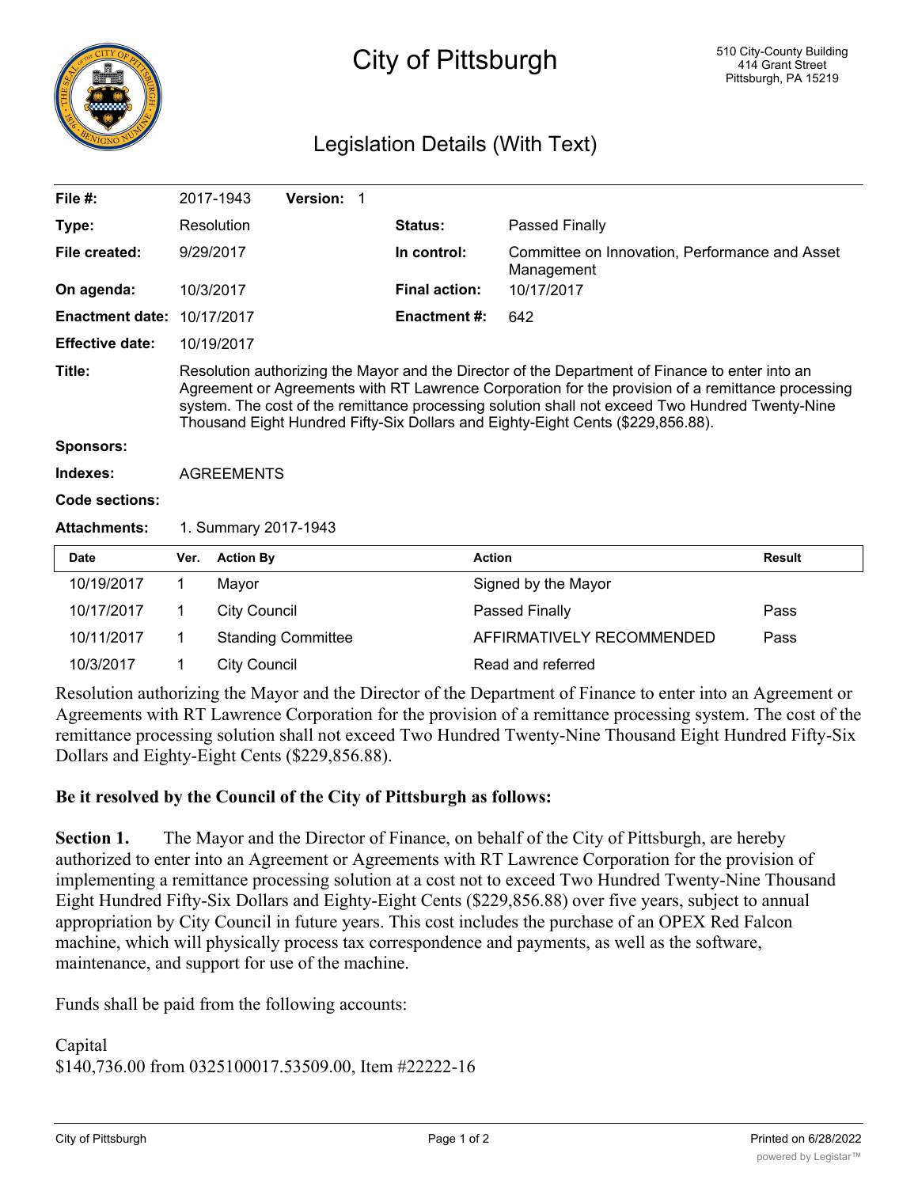# City of Pittsburgh

510 City-County Building
414 Grant Street
Pittsburgh, PA 15219

## Legislation Details (With Text)

| | | | |
|---|---|---|---|
| **File #:** | 2017-1943 **Version:** 1 | | |
| **Type:** | Resolution | **Status:** | Passed Finally |
| **File created:** | 9/29/2017 | **In control:** | Committee on Innovation, Performance and Asset Management |
| **On agenda:** | 10/3/2017 | **Final action:** | 10/17/2017 |
| **Enactment date:** | 10/17/2017 | **Enactment #:** | 642 |
| **Effective date:** | 10/19/2017 | | |

**Title:** Resolution authorizing the Mayor and the Director of the Department of Finance to enter into an Agreement or Agreements with RT Lawrence Corporation for the provision of a remittance processing system. The cost of the remittance processing solution shall not exceed Two Hundred Twenty-Nine Thousand Eight Hundred Fifty-Six Dollars and Eighty-Eight Cents ($229,856.88).

**Sponsors:**

**Indexes:** AGREEMENTS

**Code sections:**

**Attachments:** 1. Summary 2017-1943

| Date | Ver. | Action By | Action | Result |
|---|---|---|---|---|
| 10/19/2017 | 1 | Mayor | Signed by the Mayor | |
| 10/17/2017 | 1 | City Council | Passed Finally | Pass |
| 10/11/2017 | 1 | Standing Committee | AFFIRMATIVELY RECOMMENDED | Pass |
| 10/3/2017 | 1 | City Council | Read and referred | |

Resolution authorizing the Mayor and the Director of the Department of Finance to enter into an Agreement or Agreements with RT Lawrence Corporation for the provision of a remittance processing system. The cost of the remittance processing solution shall not exceed Two Hundred Twenty-Nine Thousand Eight Hundred Fifty-Six Dollars and Eighty-Eight Cents ($229,856.88).

**Be it resolved by the Council of the City of Pittsburgh as follows:**

**Section 1.** The Mayor and the Director of Finance, on behalf of the City of Pittsburgh, are hereby authorized to enter into an Agreement or Agreements with RT Lawrence Corporation for the provision of implementing a remittance processing solution at a cost not to exceed Two Hundred Twenty-Nine Thousand Eight Hundred Fifty-Six Dollars and Eighty-Eight Cents ($229,856.88) over five years, subject to annual appropriation by City Council in future years. This cost includes the purchase of an OPEX Red Falcon machine, which will physically process tax correspondence and payments, as well as the software, maintenance, and support for use of the machine.

Funds shall be paid from the following accounts:

Capital
$140,736.00 from 0325100017.53509.00, Item #22222-16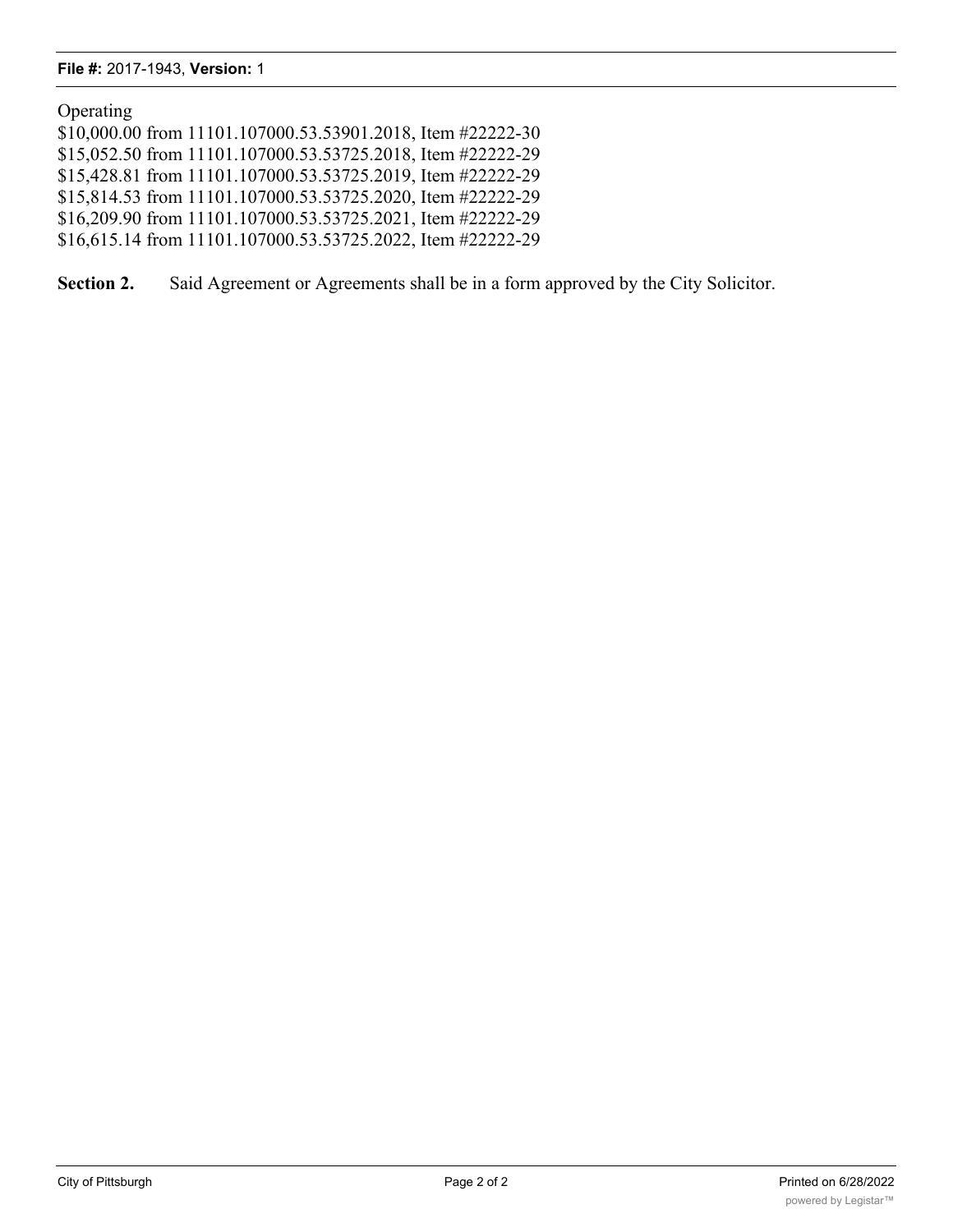Operating
$10,000.00 from 11101.107000.53.53901.2018, Item #22222-30
$15,052.50 from 11101.107000.53.53725.2018, Item #22222-29
$15,428.81 from 11101.107000.53.53725.2019, Item #22222-29
$15,814.53 from 11101.107000.53.53725.2020, Item #22222-29
$16,209.90 from 11101.107000.53.53725.2021, Item #22222-29
$16,615.14 from 11101.107000.53.53725.2022, Item #22222-29

**Section 2.** Said Agreement or Agreements shall be in a form approved by the City Solicitor.